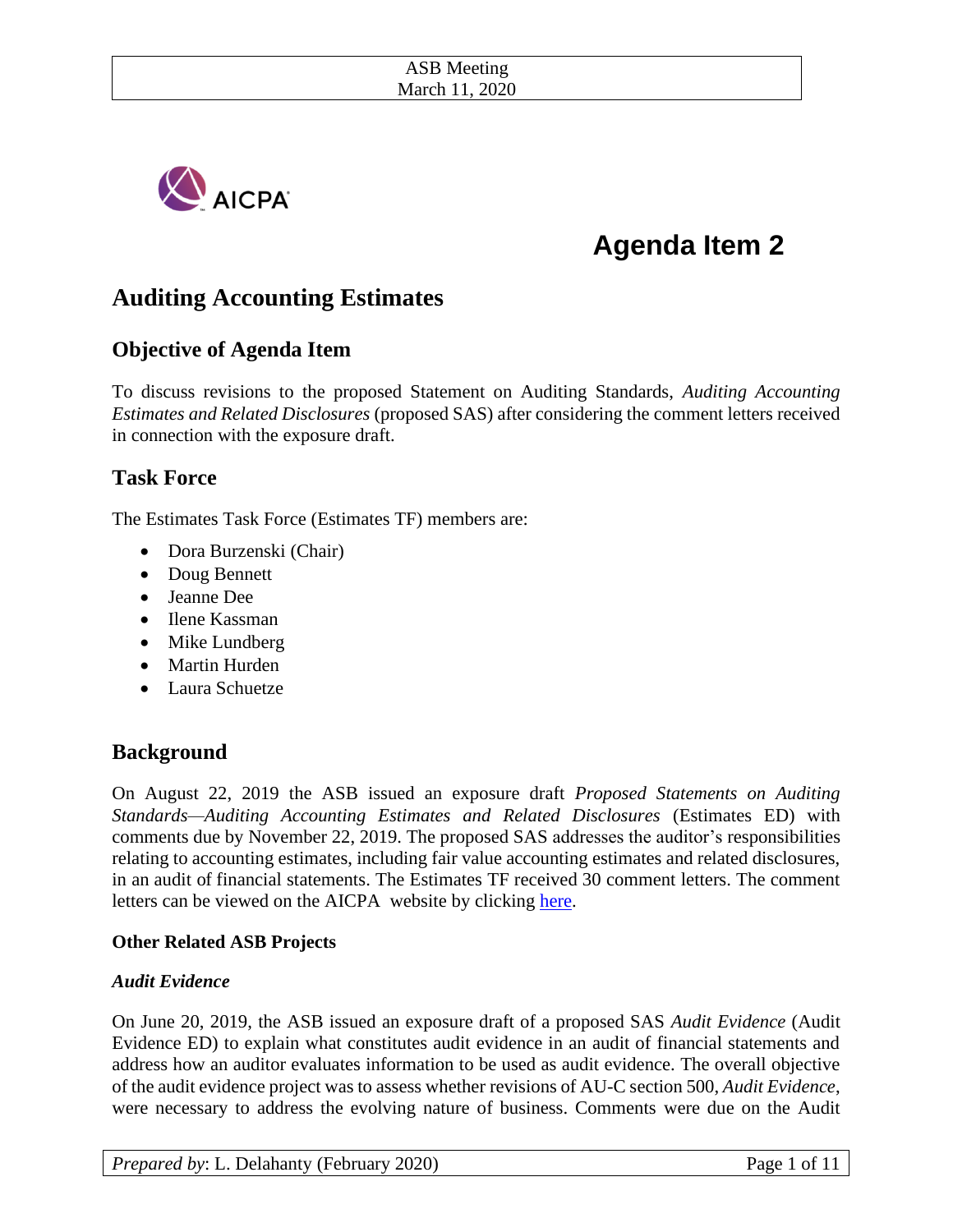ASB Meeting
March 11, 2020

AICPA

# Agenda Item 2

# Auditing Accounting Estimates

## Objective of Agenda Item

To discuss revisions to the proposed Statement on Auditing Standards, *Auditing Accounting Estimates and Related Disclosures* (proposed SAS) after considering the comment letters received in connection with the exposure draft.

## Task Force

The Estimates Task Force (Estimates TF) members are:

- Dora Burzenski (Chair)
- Doug Bennett
- Jeanne Dee
- Ilene Kassman
- Mike Lundberg
- Martin Hurden
- Laura Schuetze

## Background

On August 22, 2019 the ASB issued an exposure draft *Proposed Statements on Auditing Standards—Auditing Accounting Estimates and Related Disclosures* (Estimates ED) with comments due by November 22, 2019. The proposed SAS addresses the auditor's responsibilities relating to accounting estimates, including fair value accounting estimates and related disclosures, in an audit of financial statements. The Estimates TF received 30 comment letters. The comment letters can be viewed on the AICPA website by clicking here.

### Other Related ASB Projects

#### *Audit Evidence*

On June 20, 2019, the ASB issued an exposure draft of a proposed SAS *Audit Evidence* (Audit Evidence ED) to explain what constitutes audit evidence in an audit of financial statements and address how an auditor evaluates information to be used as audit evidence. The overall objective of the audit evidence project was to assess whether revisions of AU-C section 500, *Audit Evidence*, were necessary to address the evolving nature of business. Comments were due on the Audit

*Prepared by*: L. Delahanty (February 2020)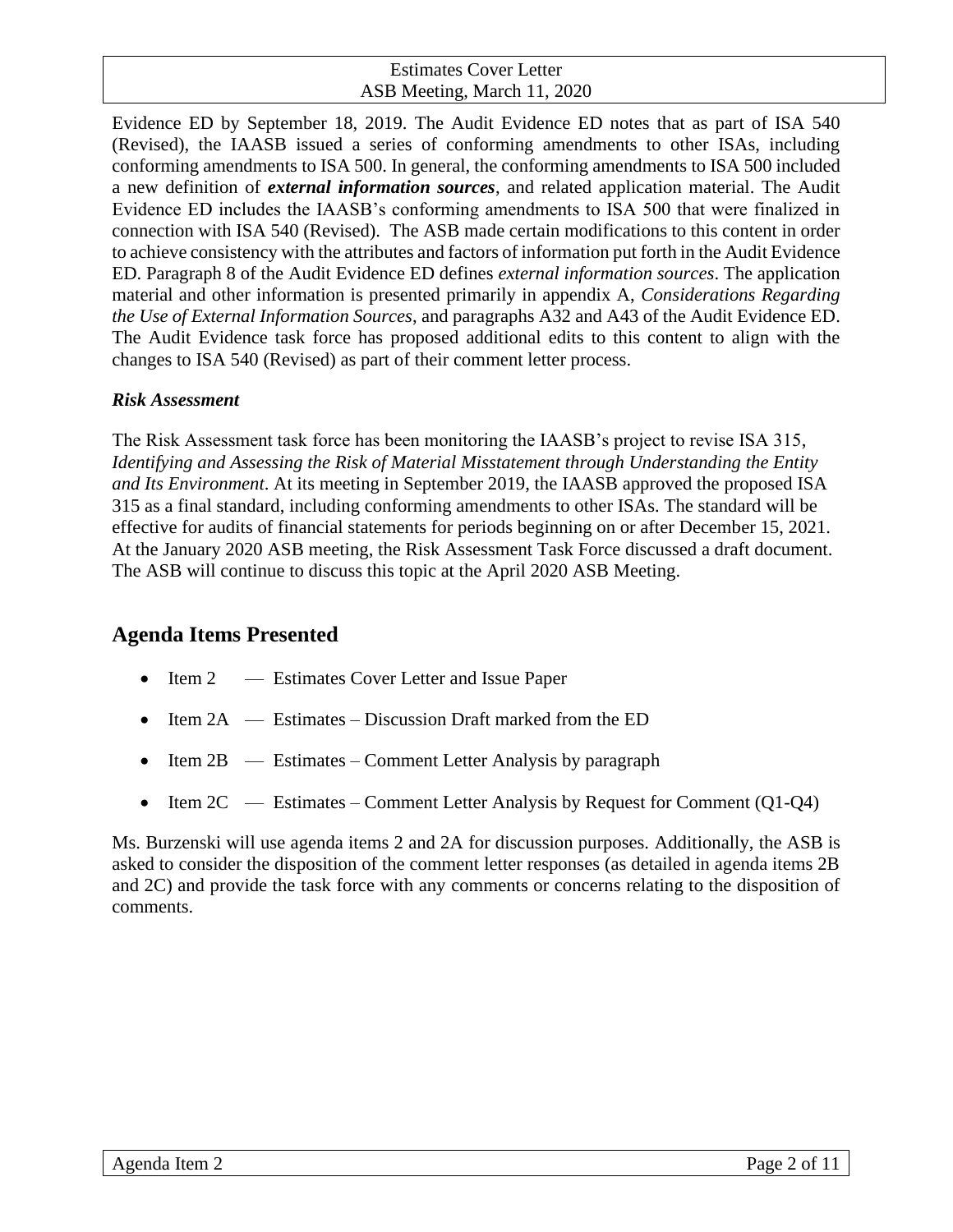Evidence ED by September 18, 2019. The Audit Evidence ED notes that as part of ISA 540 (Revised), the IAASB issued a series of conforming amendments to other ISAs, including conforming amendments to ISA 500. In general, the conforming amendments to ISA 500 included a new definition of ***external information sources***, and related application material. The Audit Evidence ED includes the IAASB's conforming amendments to ISA 500 that were finalized in connection with ISA 540 (Revised). The ASB made certain modifications to this content in order to achieve consistency with the attributes and factors of information put forth in the Audit Evidence ED. Paragraph 8 of the Audit Evidence ED defines *external information sources*. The application material and other information is presented primarily in appendix A, *Considerations Regarding the Use of External Information Sources*, and paragraphs A32 and A43 of the Audit Evidence ED. The Audit Evidence task force has proposed additional edits to this content to align with the changes to ISA 540 (Revised) as part of their comment letter process.

***Risk Assessment***

The Risk Assessment task force has been monitoring the IAASB's project to revise ISA 315, *Identifying and Assessing the Risk of Material Misstatement through Understanding the Entity and Its Environment*. At its meeting in September 2019, the IAASB approved the proposed ISA 315 as a final standard, including conforming amendments to other ISAs. The standard will be effective for audits of financial statements for periods beginning on or after December 15, 2021. At the January 2020 ASB meeting, the Risk Assessment Task Force discussed a draft document. The ASB will continue to discuss this topic at the April 2020 ASB Meeting.

## Agenda Items Presented

- Item 2 — Estimates Cover Letter and Issue Paper
- Item 2A — Estimates – Discussion Draft marked from the ED
- Item 2B — Estimates – Comment Letter Analysis by paragraph
- Item 2C — Estimates – Comment Letter Analysis by Request for Comment (Q1-Q4)

Ms. Burzenski will use agenda items 2 and 2A for discussion purposes. Additionally, the ASB is asked to consider the disposition of the comment letter responses (as detailed in agenda items 2B and 2C) and provide the task force with any comments or concerns relating to the disposition of comments.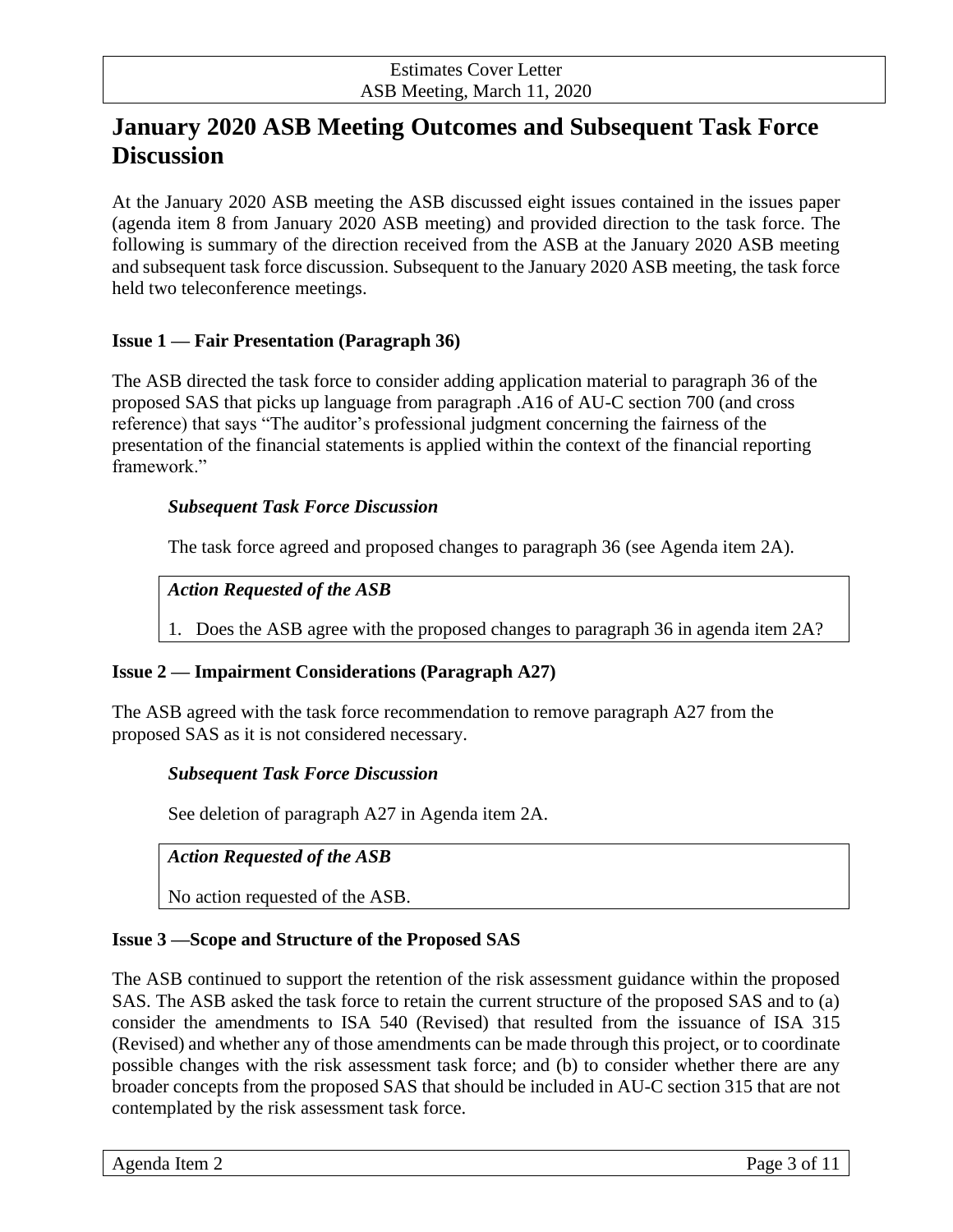# January 2020 ASB Meeting Outcomes and Subsequent Task Force Discussion

At the January 2020 ASB meeting the ASB discussed eight issues contained in the issues paper (agenda item 8 from January 2020 ASB meeting) and provided direction to the task force. The following is summary of the direction received from the ASB at the January 2020 ASB meeting and subsequent task force discussion. Subsequent to the January 2020 ASB meeting, the task force held two teleconference meetings.

**Issue 1 — Fair Presentation (Paragraph 36)**

The ASB directed the task force to consider adding application material to paragraph 36 of the proposed SAS that picks up language from paragraph .A16 of AU-C section 700 (and cross reference) that says "The auditor's professional judgment concerning the fairness of the presentation of the financial statements is applied within the context of the financial reporting framework."

***Subsequent Task Force Discussion***

The task force agreed and proposed changes to paragraph 36 (see Agenda item 2A).

***Action Requested of the ASB***

1. Does the ASB agree with the proposed changes to paragraph 36 in agenda item 2A?

**Issue 2 — Impairment Considerations (Paragraph A27)**

The ASB agreed with the task force recommendation to remove paragraph A27 from the proposed SAS as it is not considered necessary.

***Subsequent Task Force Discussion***

See deletion of paragraph A27 in Agenda item 2A.

***Action Requested of the ASB***

No action requested of the ASB.

**Issue 3 —Scope and Structure of the Proposed SAS**

The ASB continued to support the retention of the risk assessment guidance within the proposed SAS. The ASB asked the task force to retain the current structure of the proposed SAS and to (a) consider the amendments to ISA 540 (Revised) that resulted from the issuance of ISA 315 (Revised) and whether any of those amendments can be made through this project, or to coordinate possible changes with the risk assessment task force; and (b) to consider whether there are any broader concepts from the proposed SAS that should be included in AU-C section 315 that are not contemplated by the risk assessment task force.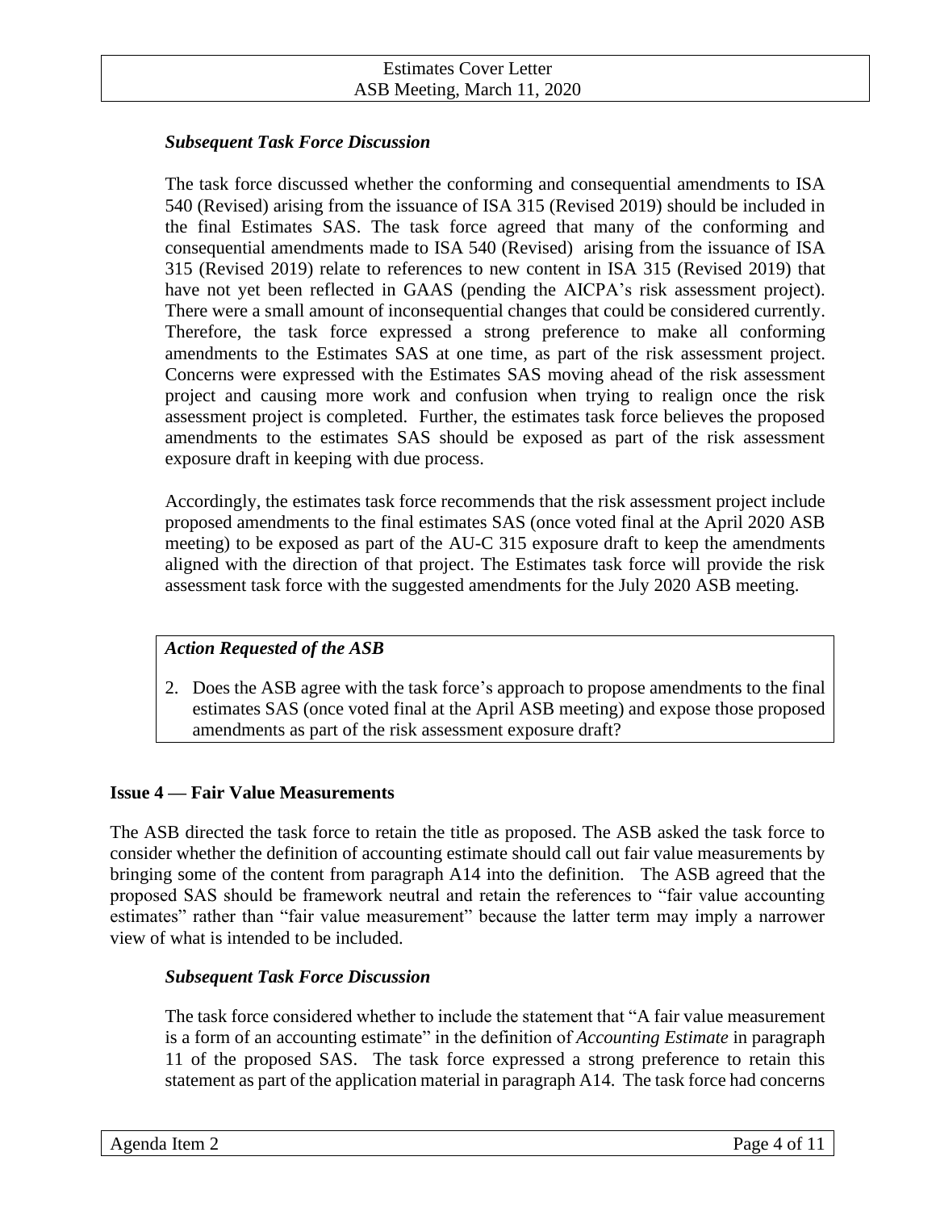### *Subsequent Task Force Discussion*

The task force discussed whether the conforming and consequential amendments to ISA 540 (Revised) arising from the issuance of ISA 315 (Revised 2019) should be included in the final Estimates SAS. The task force agreed that many of the conforming and consequential amendments made to ISA 540 (Revised) arising from the issuance of ISA 315 (Revised 2019) relate to references to new content in ISA 315 (Revised 2019) that have not yet been reflected in GAAS (pending the AICPA's risk assessment project). There were a small amount of inconsequential changes that could be considered currently. Therefore, the task force expressed a strong preference to make all conforming amendments to the Estimates SAS at one time, as part of the risk assessment project. Concerns were expressed with the Estimates SAS moving ahead of the risk assessment project and causing more work and confusion when trying to realign once the risk assessment project is completed. Further, the estimates task force believes the proposed amendments to the estimates SAS should be exposed as part of the risk assessment exposure draft in keeping with due process.

Accordingly, the estimates task force recommends that the risk assessment project include proposed amendments to the final estimates SAS (once voted final at the April 2020 ASB meeting) to be exposed as part of the AU-C 315 exposure draft to keep the amendments aligned with the direction of that project. The Estimates task force will provide the risk assessment task force with the suggested amendments for the July 2020 ASB meeting.

***Action Requested of the ASB***

2. Does the ASB agree with the task force's approach to propose amendments to the final estimates SAS (once voted final at the April ASB meeting) and expose those proposed amendments as part of the risk assessment exposure draft?

## Issue 4 — Fair Value Measurements

The ASB directed the task force to retain the title as proposed. The ASB asked the task force to consider whether the definition of accounting estimate should call out fair value measurements by bringing some of the content from paragraph A14 into the definition. The ASB agreed that the proposed SAS should be framework neutral and retain the references to "fair value accounting estimates" rather than "fair value measurement" because the latter term may imply a narrower view of what is intended to be included.

### *Subsequent Task Force Discussion*

The task force considered whether to include the statement that "A fair value measurement is a form of an accounting estimate" in the definition of *Accounting Estimate* in paragraph 11 of the proposed SAS. The task force expressed a strong preference to retain this statement as part of the application material in paragraph A14. The task force had concerns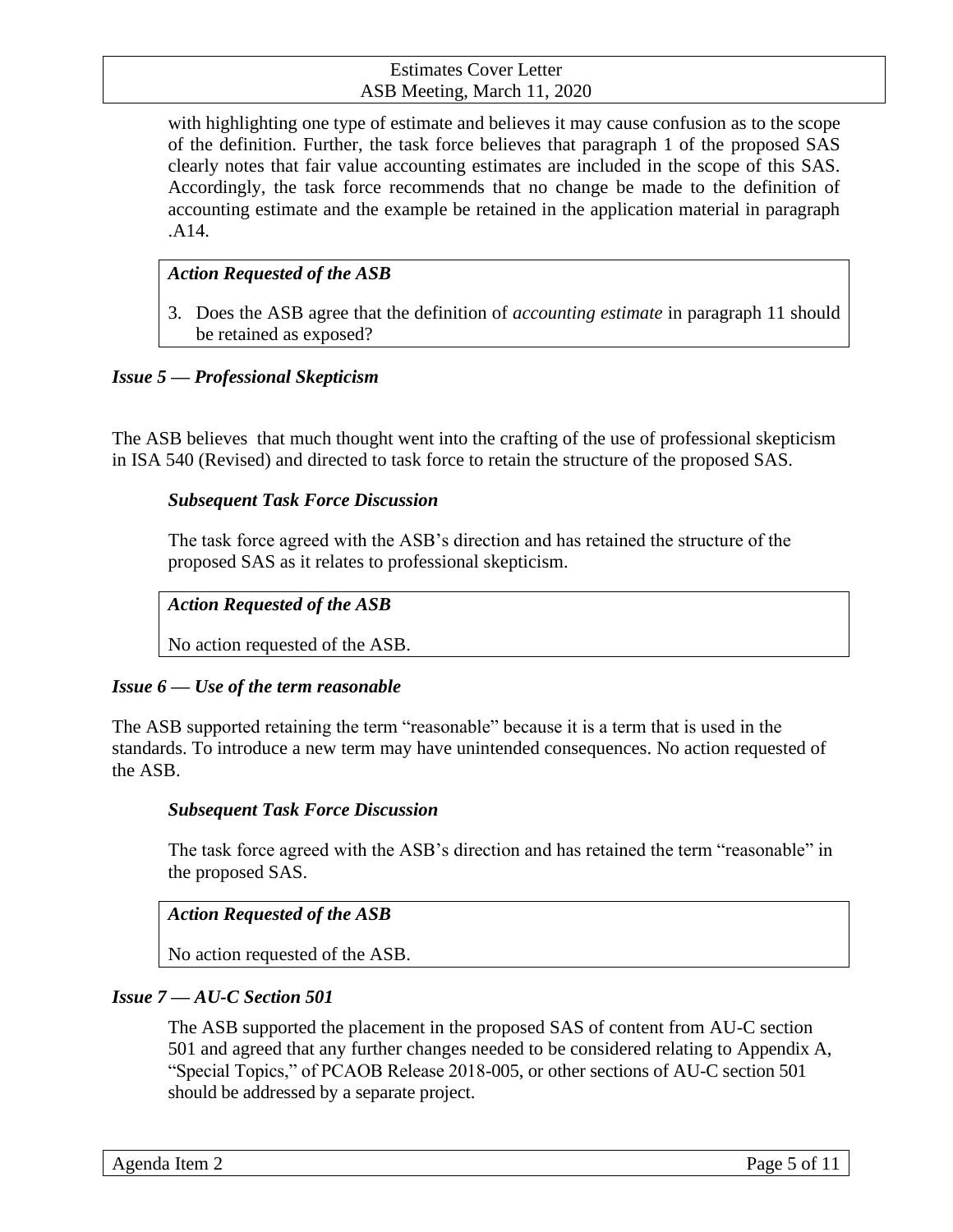with highlighting one type of estimate and believes it may cause confusion as to the scope of the definition. Further, the task force believes that paragraph 1 of the proposed SAS clearly notes that fair value accounting estimates are included in the scope of this SAS. Accordingly, the task force recommends that no change be made to the definition of accounting estimate and the example be retained in the application material in paragraph .A14.

***Action Requested of the ASB***

3. Does the ASB agree that the definition of *accounting estimate* in paragraph 11 should be retained as exposed?

### *Issue 5 — Professional Skepticism*

The ASB believes that much thought went into the crafting of the use of professional skepticism in ISA 540 (Revised) and directed to task force to retain the structure of the proposed SAS.

***Subsequent Task Force Discussion***

The task force agreed with the ASB's direction and has retained the structure of the proposed SAS as it relates to professional skepticism.

***Action Requested of the ASB***

No action requested of the ASB.

### *Issue 6 — Use of the term reasonable*

The ASB supported retaining the term "reasonable" because it is a term that is used in the standards. To introduce a new term may have unintended consequences. No action requested of the ASB.

***Subsequent Task Force Discussion***

The task force agreed with the ASB's direction and has retained the term "reasonable" in the proposed SAS.

***Action Requested of the ASB***

No action requested of the ASB.

### *Issue 7 — AU-C Section 501*

The ASB supported the placement in the proposed SAS of content from AU-C section 501 and agreed that any further changes needed to be considered relating to Appendix A, "Special Topics," of PCAOB Release 2018-005, or other sections of AU-C section 501 should be addressed by a separate project.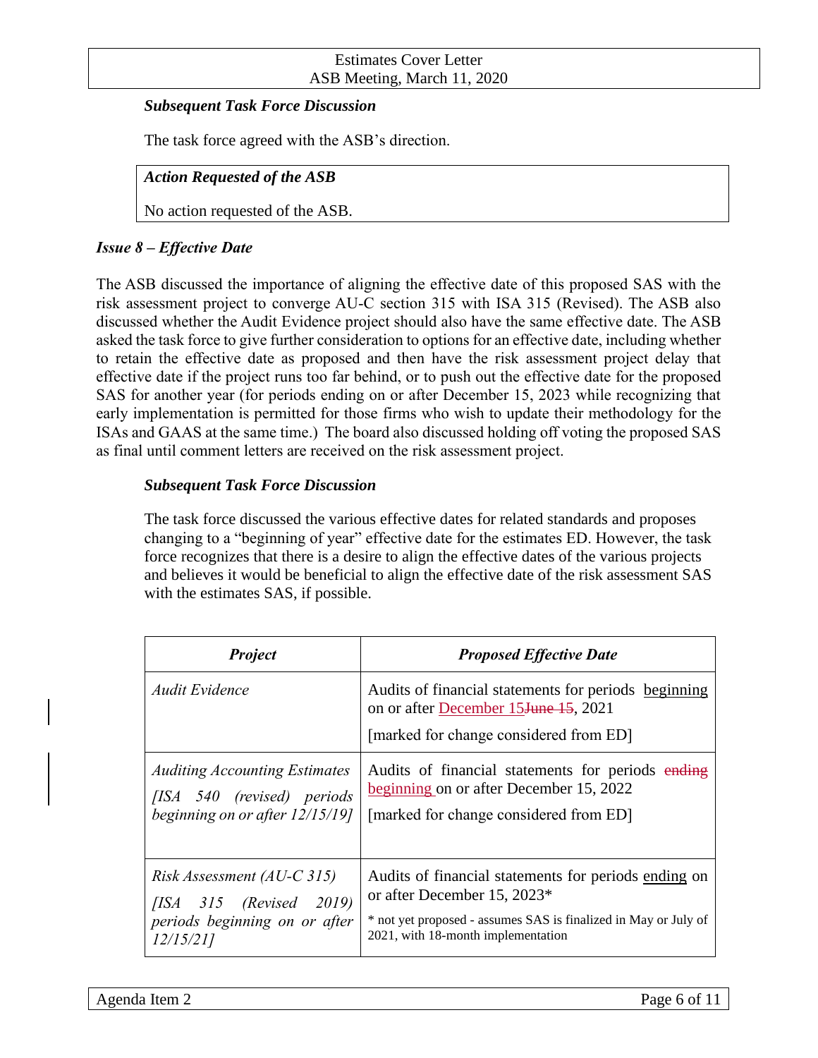### *Subsequent Task Force Discussion*

The task force agreed with the ASB's direction.

| *Action Requested of the ASB* |
|---|
| No action requested of the ASB. |

### *Issue 8 – Effective Date*

The ASB discussed the importance of aligning the effective date of this proposed SAS with the risk assessment project to converge AU-C section 315 with ISA 315 (Revised). The ASB also discussed whether the Audit Evidence project should also have the same effective date. The ASB asked the task force to give further consideration to options for an effective date, including whether to retain the effective date as proposed and then have the risk assessment project delay that effective date if the project runs too far behind, or to push out the effective date for the proposed SAS for another year (for periods ending on or after December 15, 2023 while recognizing that early implementation is permitted for those firms who wish to update their methodology for the ISAs and GAAS at the same time.) The board also discussed holding off voting the proposed SAS as final until comment letters are received on the risk assessment project.

#### *Subsequent Task Force Discussion*

The task force discussed the various effective dates for related standards and proposes changing to a "beginning of year" effective date for the estimates ED. However, the task force recognizes that there is a desire to align the effective dates of the various projects and believes it would be beneficial to align the effective date of the risk assessment SAS with the estimates SAS, if possible.

| ***Project*** | ***Proposed Effective Date*** |
|---|---|
| *Audit Evidence* | Audits of financial statements for periods beginning on or after ~~June 15~~ December 15, 2021<br>[marked for change considered from ED] |
| *Auditing Accounting Estimates*<br>*[ISA 540 (revised) periods beginning on or after 12/15/19]* | Audits of financial statements for periods ~~ending~~ beginning on or after December 15, 2022<br>[marked for change considered from ED] |
| *Risk Assessment (AU-C 315)*<br>*[ISA 315 (Revised 2019) periods beginning on or after 12/15/21]* | Audits of financial statements for periods ending on or after December 15, 2023*<br>* not yet proposed - assumes SAS is finalized in May or July of 2021, with 18-month implementation |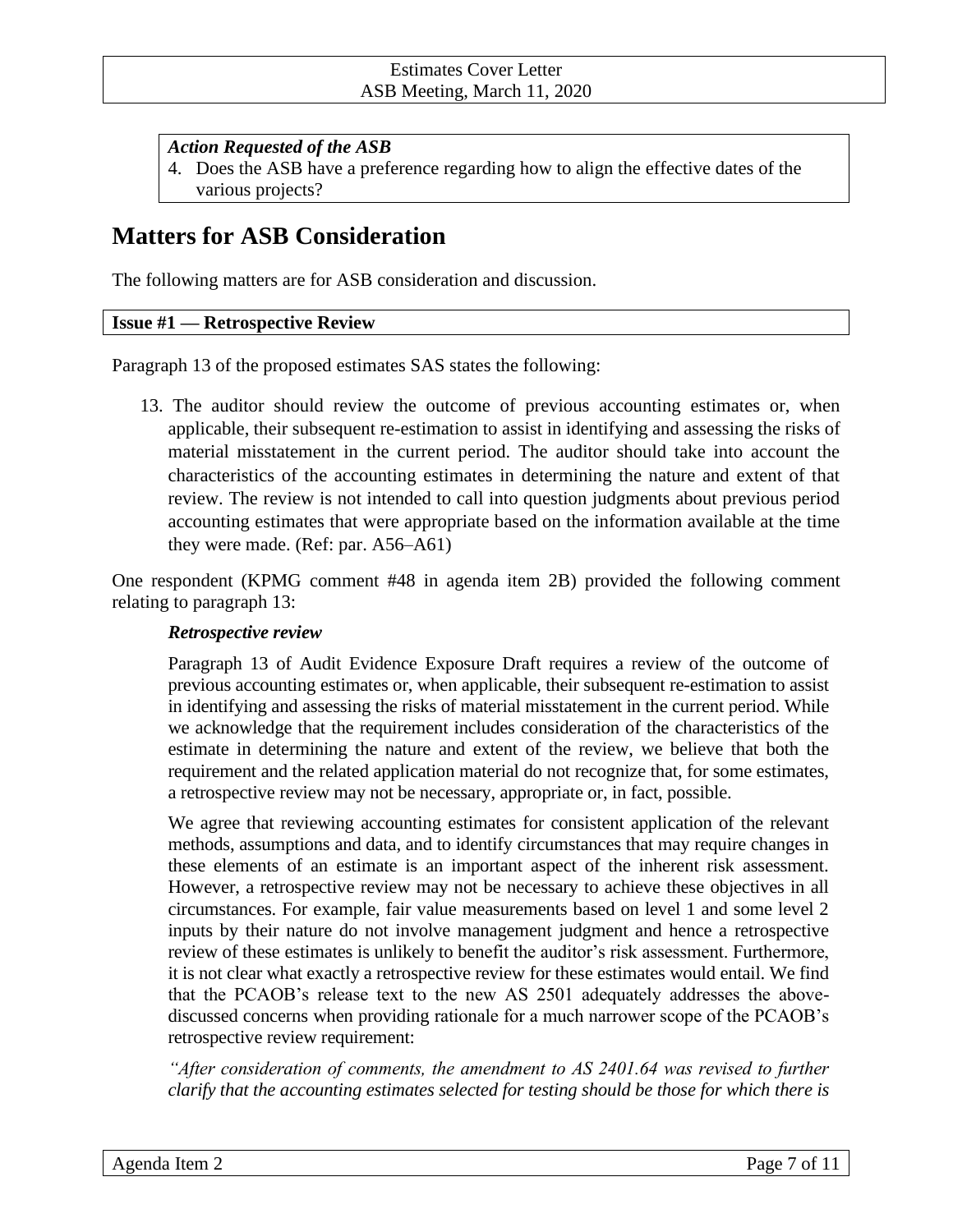***Action Requested of the ASB***

4. Does the ASB have a preference regarding how to align the effective dates of the various projects?

# Matters for ASB Consideration

The following matters are for ASB consideration and discussion.

**Issue #1 — Retrospective Review**

Paragraph 13 of the proposed estimates SAS states the following:

> 13. The auditor should review the outcome of previous accounting estimates or, when applicable, their subsequent re-estimation to assist in identifying and assessing the risks of material misstatement in the current period. The auditor should take into account the characteristics of the accounting estimates in determining the nature and extent of that review. The review is not intended to call into question judgments about previous period accounting estimates that were appropriate based on the information available at the time they were made. (Ref: par. A56–A61)

One respondent (KPMG comment #48 in agenda item 2B) provided the following comment relating to paragraph 13:

> ***Retrospective review***
>
> Paragraph 13 of Audit Evidence Exposure Draft requires a review of the outcome of previous accounting estimates or, when applicable, their subsequent re-estimation to assist in identifying and assessing the risks of material misstatement in the current period. While we acknowledge that the requirement includes consideration of the characteristics of the estimate in determining the nature and extent of the review, we believe that both the requirement and the related application material do not recognize that, for some estimates, a retrospective review may not be necessary, appropriate or, in fact, possible.
>
> We agree that reviewing accounting estimates for consistent application of the relevant methods, assumptions and data, and to identify circumstances that may require changes in these elements of an estimate is an important aspect of the inherent risk assessment. However, a retrospective review may not be necessary to achieve these objectives in all circumstances. For example, fair value measurements based on level 1 and some level 2 inputs by their nature do not involve management judgment and hence a retrospective review of these estimates is unlikely to benefit the auditor's risk assessment. Furthermore, it is not clear what exactly a retrospective review for these estimates would entail. We find that the PCAOB's release text to the new AS 2501 adequately addresses the above-discussed concerns when providing rationale for a much narrower scope of the PCAOB's retrospective review requirement:
>
> *"After consideration of comments, the amendment to AS 2401.64 was revised to further clarify that the accounting estimates selected for testing should be those for which there is*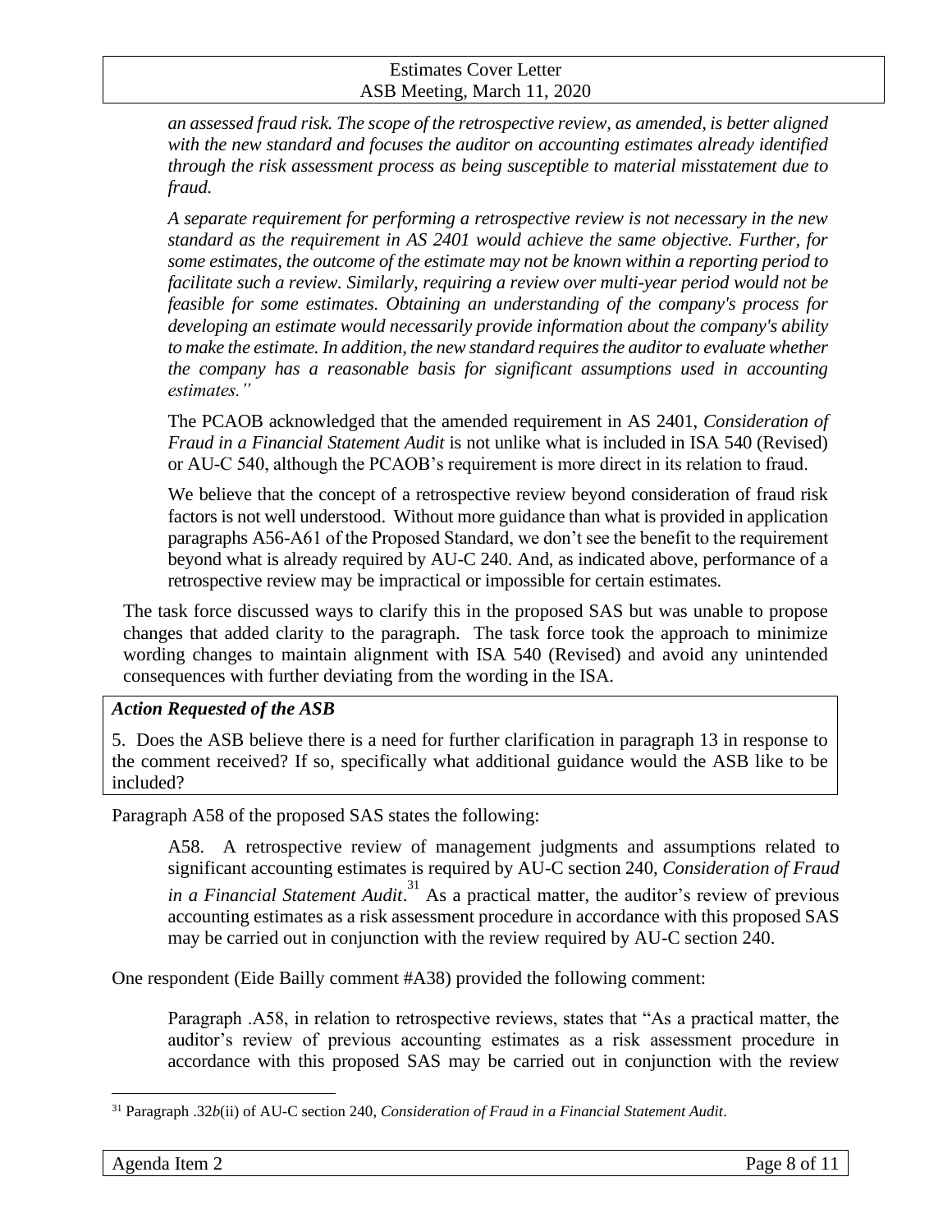> *an assessed fraud risk. The scope of the retrospective review, as amended, is better aligned with the new standard and focuses the auditor on accounting estimates already identified through the risk assessment process as being susceptible to material misstatement due to fraud.*
>
> *A separate requirement for performing a retrospective review is not necessary in the new standard as the requirement in AS 2401 would achieve the same objective. Further, for some estimates, the outcome of the estimate may not be known within a reporting period to facilitate such a review. Similarly, requiring a review over multi-year period would not be feasible for some estimates. Obtaining an understanding of the company's process for developing an estimate would necessarily provide information about the company's ability to make the estimate. In addition, the new standard requires the auditor to evaluate whether the company has a reasonable basis for significant assumptions used in accounting estimates."*
>
> The PCAOB acknowledged that the amended requirement in AS 2401, *Consideration of Fraud in a Financial Statement Audit* is not unlike what is included in ISA 540 (Revised) or AU-C 540, although the PCAOB's requirement is more direct in its relation to fraud.
>
> We believe that the concept of a retrospective review beyond consideration of fraud risk factors is not well understood. Without more guidance than what is provided in application paragraphs A56-A61 of the Proposed Standard, we don't see the benefit to the requirement beyond what is already required by AU-C 240. And, as indicated above, performance of a retrospective review may be impractical or impossible for certain estimates.

The task force discussed ways to clarify this in the proposed SAS but was unable to propose changes that added clarity to the paragraph. The task force took the approach to minimize wording changes to maintain alignment with ISA 540 (Revised) and avoid any unintended consequences with further deviating from the wording in the ISA.

***Action Requested of the ASB***

5. Does the ASB believe there is a need for further clarification in paragraph 13 in response to the comment received? If so, specifically what additional guidance would the ASB like to be included?

Paragraph A58 of the proposed SAS states the following:

> A58. A retrospective review of management judgments and assumptions related to significant accounting estimates is required by AU-C section 240, *Consideration of Fraud in a Financial Statement Audit*.[31] As a practical matter, the auditor's review of previous accounting estimates as a risk assessment procedure in accordance with this proposed SAS may be carried out in conjunction with the review required by AU-C section 240.

One respondent (Eide Bailly comment #A38) provided the following comment:

> Paragraph .A58, in relation to retrospective reviews, states that "As a practical matter, the auditor's review of previous accounting estimates as a risk assessment procedure in accordance with this proposed SAS may be carried out in conjunction with the review

[31] Paragraph .32*b*(ii) of AU-C section 240, *Consideration of Fraud in a Financial Statement Audit*.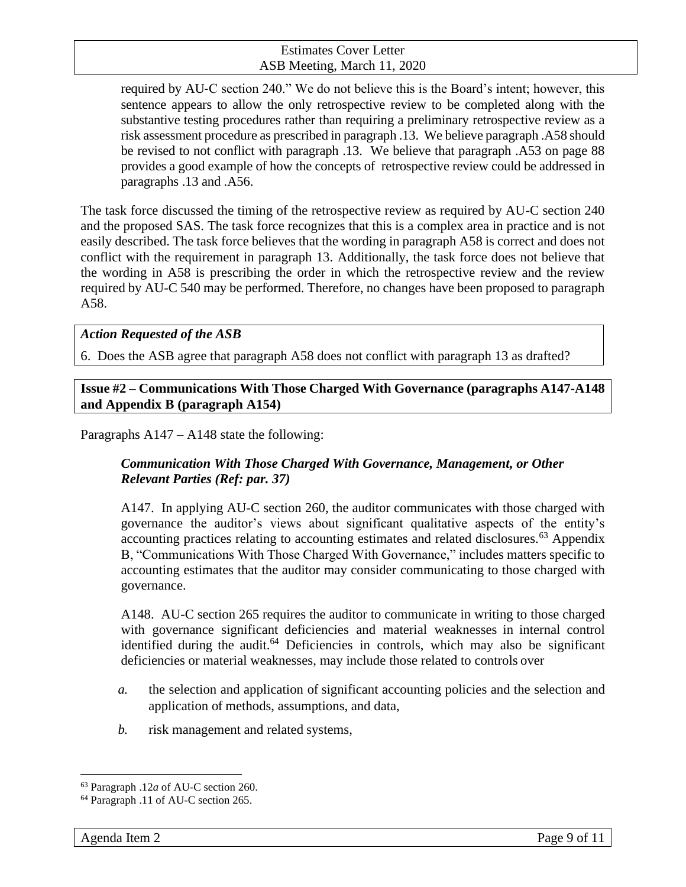> required by AU-C section 240." We do not believe this is the Board's intent; however, this sentence appears to allow the only retrospective review to be completed along with the substantive testing procedures rather than requiring a preliminary retrospective review as a risk assessment procedure as prescribed in paragraph .13. We believe paragraph .A58 should be revised to not conflict with paragraph .13. We believe that paragraph .A53 on page 88 provides a good example of how the concepts of retrospective review could be addressed in paragraphs .13 and .A56.

The task force discussed the timing of the retrospective review as required by AU-C section 240 and the proposed SAS. The task force recognizes that this is a complex area in practice and is not easily described. The task force believes that the wording in paragraph A58 is correct and does not conflict with the requirement in paragraph 13. Additionally, the task force does not believe that the wording in A58 is prescribing the order in which the retrospective review and the review required by AU-C 540 may be performed. Therefore, no changes have been proposed to paragraph A58.

***Action Requested of the ASB***

6. Does the ASB agree that paragraph A58 does not conflict with paragraph 13 as drafted?

**Issue #2 – Communications With Those Charged With Governance (paragraphs A147-A148 and Appendix B (paragraph A154)**

Paragraphs A147 – A148 state the following:

> ***Communication With Those Charged With Governance, Management, or Other Relevant Parties (Ref: par. 37)***
>
> A147. In applying AU-C section 260, the auditor communicates with those charged with governance the auditor's views about significant qualitative aspects of the entity's accounting practices relating to accounting estimates and related disclosures.[63] Appendix B, "Communications With Those Charged With Governance," includes matters specific to accounting estimates that the auditor may consider communicating to those charged with governance.
>
> A148. AU-C section 265 requires the auditor to communicate in writing to those charged with governance significant deficiencies and material weaknesses in internal control identified during the audit.[64] Deficiencies in controls, which may also be significant deficiencies or material weaknesses, may include those related to controls over
>
> *a.* the selection and application of significant accounting policies and the selection and application of methods, assumptions, and data,
>
> *b.* risk management and related systems,

[63] Paragraph .12*a* of AU-C section 260.

[64] Paragraph .11 of AU-C section 265.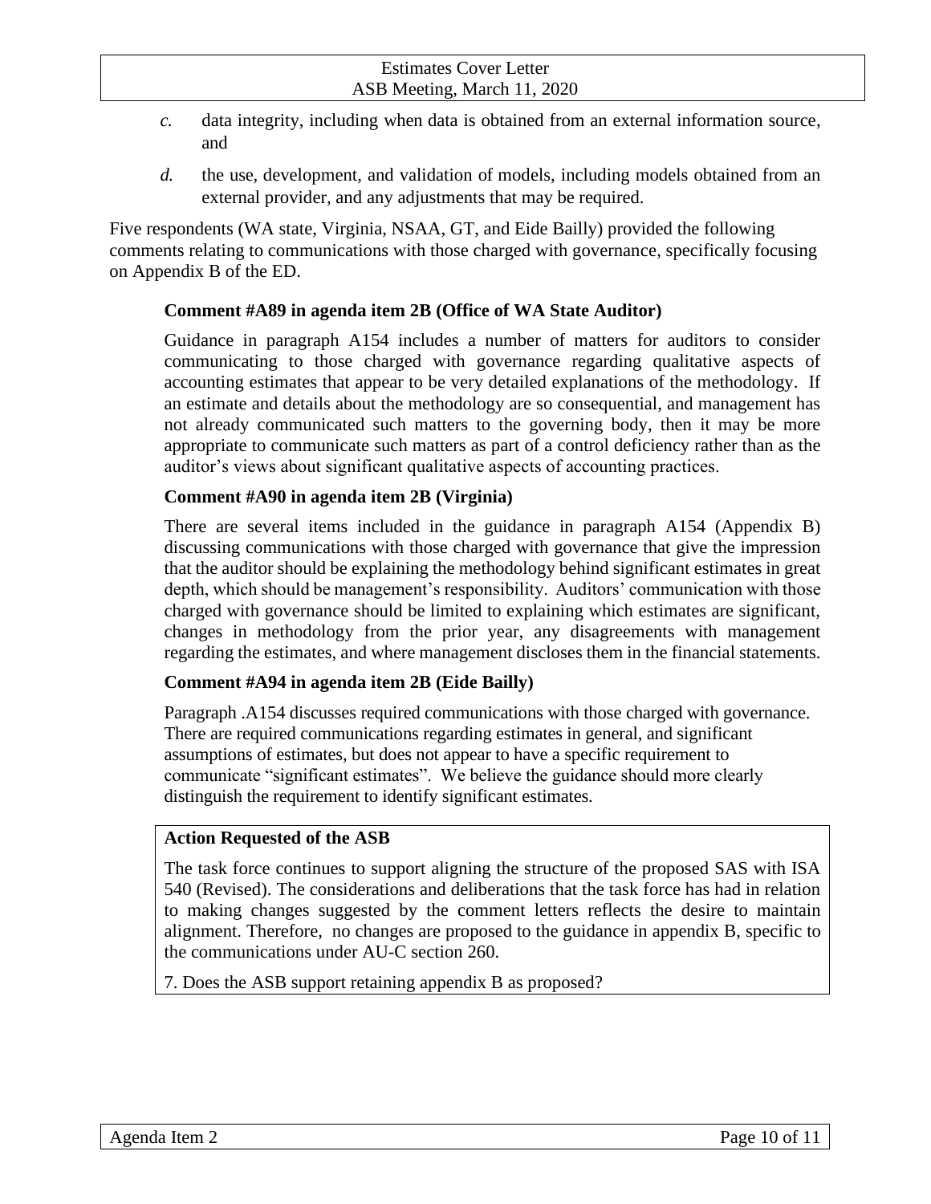*c.* data integrity, including when data is obtained from an external information source, and

*d.* the use, development, and validation of models, including models obtained from an external provider, and any adjustments that may be required.

Five respondents (WA state, Virginia, NSAA, GT, and Eide Bailly) provided the following comments relating to communications with those charged with governance, specifically focusing on Appendix B of the ED.

**Comment #A89 in agenda item 2B (Office of WA State Auditor)**

Guidance in paragraph A154 includes a number of matters for auditors to consider communicating to those charged with governance regarding qualitative aspects of accounting estimates that appear to be very detailed explanations of the methodology. If an estimate and details about the methodology are so consequential, and management has not already communicated such matters to the governing body, then it may be more appropriate to communicate such matters as part of a control deficiency rather than as the auditor's views about significant qualitative aspects of accounting practices.

**Comment #A90 in agenda item 2B (Virginia)**

There are several items included in the guidance in paragraph A154 (Appendix B) discussing communications with those charged with governance that give the impression that the auditor should be explaining the methodology behind significant estimates in great depth, which should be management's responsibility. Auditors' communication with those charged with governance should be limited to explaining which estimates are significant, changes in methodology from the prior year, any disagreements with management regarding the estimates, and where management discloses them in the financial statements.

**Comment #A94 in agenda item 2B (Eide Bailly)**

Paragraph .A154 discusses required communications with those charged with governance. There are required communications regarding estimates in general, and significant assumptions of estimates, but does not appear to have a specific requirement to communicate "significant estimates". We believe the guidance should more clearly distinguish the requirement to identify significant estimates.

**Action Requested of the ASB**

The task force continues to support aligning the structure of the proposed SAS with ISA 540 (Revised). The considerations and deliberations that the task force has had in relation to making changes suggested by the comment letters reflects the desire to maintain alignment. Therefore, no changes are proposed to the guidance in appendix B, specific to the communications under AU-C section 260.

7. Does the ASB support retaining appendix B as proposed?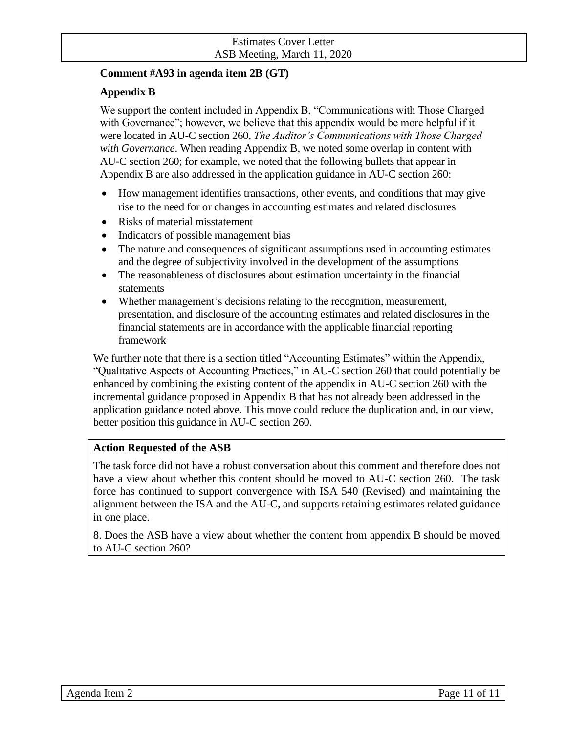**Comment #A93 in agenda item 2B (GT)**

**Appendix B**

We support the content included in Appendix B, "Communications with Those Charged with Governance"; however, we believe that this appendix would be more helpful if it were located in AU-C section 260, *The Auditor's Communications with Those Charged with Governance*. When reading Appendix B, we noted some overlap in content with AU-C section 260; for example, we noted that the following bullets that appear in Appendix B are also addressed in the application guidance in AU-C section 260:

- How management identifies transactions, other events, and conditions that may give rise to the need for or changes in accounting estimates and related disclosures
- Risks of material misstatement
- Indicators of possible management bias
- The nature and consequences of significant assumptions used in accounting estimates and the degree of subjectivity involved in the development of the assumptions
- The reasonableness of disclosures about estimation uncertainty in the financial statements
- Whether management's decisions relating to the recognition, measurement, presentation, and disclosure of the accounting estimates and related disclosures in the financial statements are in accordance with the applicable financial reporting framework

We further note that there is a section titled "Accounting Estimates" within the Appendix, "Qualitative Aspects of Accounting Practices," in AU-C section 260 that could potentially be enhanced by combining the existing content of the appendix in AU-C section 260 with the incremental guidance proposed in Appendix B that has not already been addressed in the application guidance noted above. This move could reduce the duplication and, in our view, better position this guidance in AU-C section 260.

**Action Requested of the ASB**

The task force did not have a robust conversation about this comment and therefore does not have a view about whether this content should be moved to AU-C section 260. The task force has continued to support convergence with ISA 540 (Revised) and maintaining the alignment between the ISA and the AU-C, and supports retaining estimates related guidance in one place.

8. Does the ASB have a view about whether the content from appendix B should be moved to AU-C section 260?